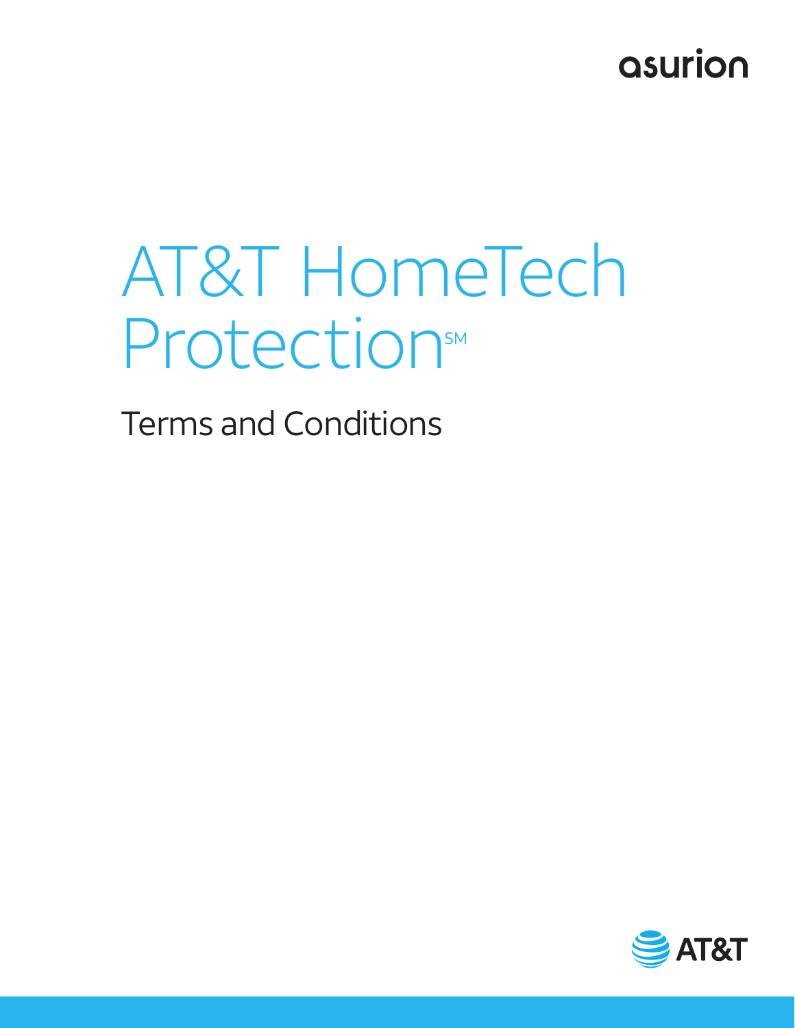asurion

# AT&T HomeTech Protection℠

## Terms and Conditions

AT&T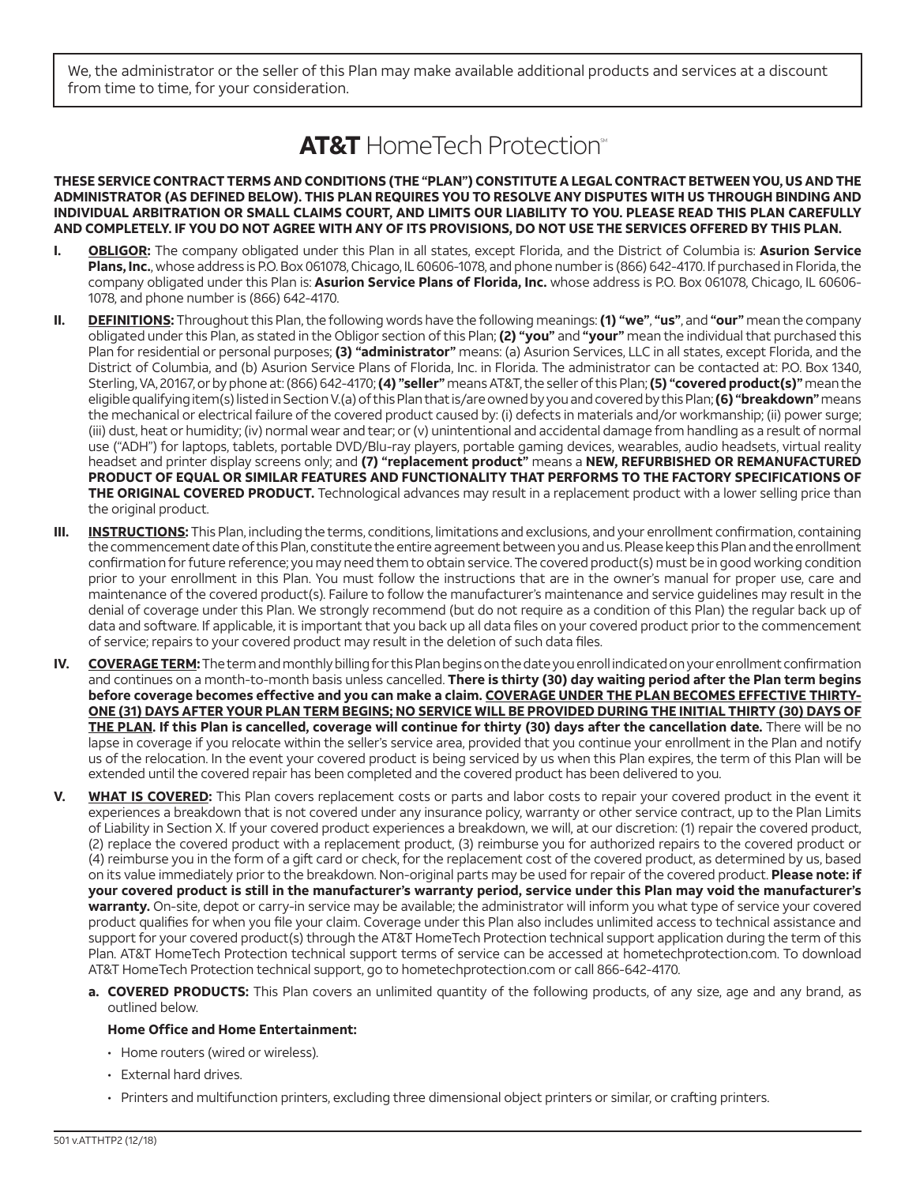We, the administrator or the seller of this Plan may make available additional products and services at a discount from time to time, for your consideration.

# **AT&T** HomeTech Protection℠

**THESE SERVICE CONTRACT TERMS AND CONDITIONS (THE "PLAN") CONSTITUTE A LEGAL CONTRACT BETWEEN YOU, US AND THE ADMINISTRATOR (AS DEFINED BELOW). THIS PLAN REQUIRES YOU TO RESOLVE ANY DISPUTES WITH US THROUGH BINDING AND INDIVIDUAL ARBITRATION OR SMALL CLAIMS COURT, AND LIMITS OUR LIABILITY TO YOU. PLEASE READ THIS PLAN CAREFULLY AND COMPLETELY. IF YOU DO NOT AGREE WITH ANY OF ITS PROVISIONS, DO NOT USE THE SERVICES OFFERED BY THIS PLAN.**

I. **OBLIGOR:** The company obligated under this Plan in all states, except Florida, and the District of Columbia is: **Asurion Service Plans, Inc.**, whose address is P.O. Box 061078, Chicago, IL 60606-1078, and phone number is (866) 642-4170. If purchased in Florida, the company obligated under this Plan is: **Asurion Service Plans of Florida, Inc.** whose address is P.O. Box 061078, Chicago, IL 60606-1078, and phone number is (866) 642-4170.

II. **DEFINITIONS:** Throughout this Plan, the following words have the following meanings: **(1) "we"**, **"us"**, and **"our"** mean the company obligated under this Plan, as stated in the Obligor section of this Plan; **(2) "you"** and **"your"** mean the individual that purchased this Plan for residential or personal purposes; **(3) "administrator"** means: (a) Asurion Services, LLC in all states, except Florida, and the District of Columbia, and (b) Asurion Service Plans of Florida, Inc. in Florida. The administrator can be contacted at: P.O. Box 1340, Sterling, VA, 20167, or by phone at: (866) 642-4170; **(4) "seller"** means AT&T, the seller of this Plan; **(5) "covered product(s)"** mean the eligible qualifying item(s) listed in Section V.(a) of this Plan that is/are owned by you and covered by this Plan; **(6) "breakdown"** means the mechanical or electrical failure of the covered product caused by: (i) defects in materials and/or workmanship; (ii) power surge; (iii) dust, heat or humidity; (iv) normal wear and tear; or (v) unintentional and accidental damage from handling as a result of normal use ("ADH") for laptops, tablets, portable DVD/Blu-ray players, portable gaming devices, wearables, audio headsets, virtual reality headset and printer display screens only; and **(7) "replacement product"** means a **NEW, REFURBISHED OR REMANUFACTURED PRODUCT OF EQUAL OR SIMILAR FEATURES AND FUNCTIONALITY THAT PERFORMS TO THE FACTORY SPECIFICATIONS OF THE ORIGINAL COVERED PRODUCT.** Technological advances may result in a replacement product with a lower selling price than the original product.

III. **INSTRUCTIONS:** This Plan, including the terms, conditions, limitations and exclusions, and your enrollment confirmation, containing the commencement date of this Plan, constitute the entire agreement between you and us. Please keep this Plan and the enrollment confirmation for future reference; you may need them to obtain service. The covered product(s) must be in good working condition prior to your enrollment in this Plan. You must follow the instructions that are in the owner's manual for proper use, care and maintenance of the covered product(s). Failure to follow the manufacturer's maintenance and service guidelines may result in the denial of coverage under this Plan. We strongly recommend (but do not require as a condition of this Plan) the regular back up of data and software. If applicable, it is important that you back up all data files on your covered product prior to the commencement of service; repairs to your covered product may result in the deletion of such data files.

IV. **COVERAGE TERM:** The term and monthly billing for this Plan begins on the date you enroll indicated on your enrollment confirmation and continues on a month-to-month basis unless cancelled. **There is thirty (30) day waiting period after the Plan term begins before coverage becomes effective and you can make a claim. COVERAGE UNDER THE PLAN BECOMES EFFECTIVE THIRTY-ONE (31) DAYS AFTER YOUR PLAN TERM BEGINS; NO SERVICE WILL BE PROVIDED DURING THE INITIAL THIRTY (30) DAYS OF THE PLAN. If this Plan is cancelled, coverage will continue for thirty (30) days after the cancellation date.** There will be no lapse in coverage if you relocate within the seller's service area, provided that you continue your enrollment in the Plan and notify us of the relocation. In the event your covered product is being serviced by us when this Plan expires, the term of this Plan will be extended until the covered repair has been completed and the covered product has been delivered to you.

V. **WHAT IS COVERED:** This Plan covers replacement costs or parts and labor costs to repair your covered product in the event it experiences a breakdown that is not covered under any insurance policy, warranty or other service contract, up to the Plan Limits of Liability in Section X. If your covered product experiences a breakdown, we will, at our discretion: (1) repair the covered product, (2) replace the covered product with a replacement product, (3) reimburse you for authorized repairs to the covered product or (4) reimburse you in the form of a gift card or check, for the replacement cost of the covered product, as determined by us, based on its value immediately prior to the breakdown. Non-original parts may be used for repair of the covered product. **Please note: if your covered product is still in the manufacturer's warranty period, service under this Plan may void the manufacturer's warranty.** On-site, depot or carry-in service may be available; the administrator will inform you what type of service your covered product qualifies for when you file your claim. Coverage under this Plan also includes unlimited access to technical assistance and support for your covered product(s) through the AT&T HomeTech Protection technical support application during the term of this Plan. AT&T HomeTech Protection technical support terms of service can be accessed at hometechprotection.com. To download AT&T HomeTech Protection technical support, go to hometechprotection.com or call 866-642-4170.

   a. **COVERED PRODUCTS:** This Plan covers an unlimited quantity of the following products, of any size, age and any brand, as outlined below.

   **Home Office and Home Entertainment:**

   - Home routers (wired or wireless).
   - External hard drives.
   - Printers and multifunction printers, excluding three dimensional object printers or similar, or crafting printers.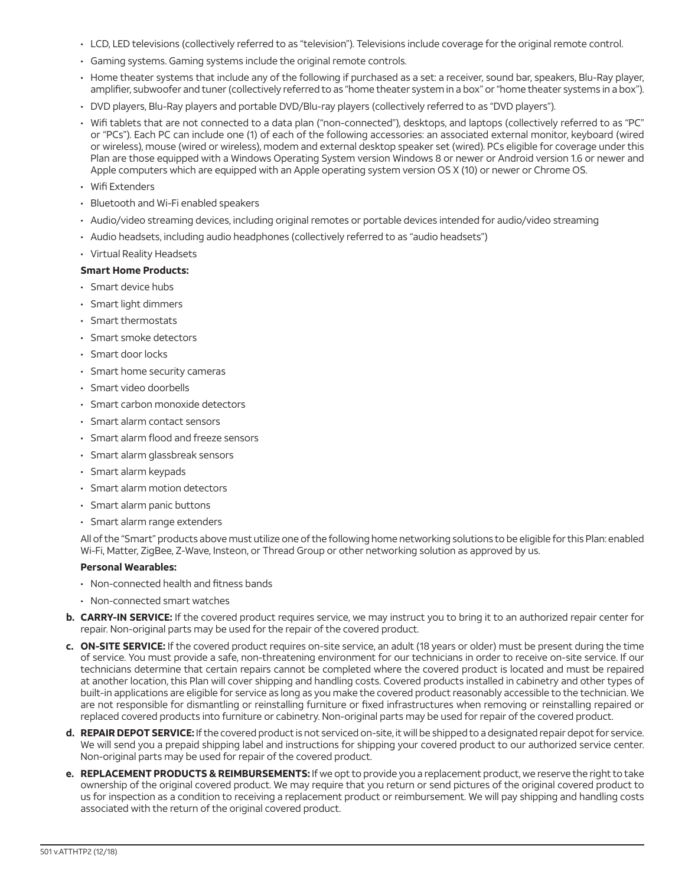- LCD, LED televisions (collectively referred to as "television"). Televisions include coverage for the original remote control.
- Gaming systems. Gaming systems include the original remote controls.
- Home theater systems that include any of the following if purchased as a set: a receiver, sound bar, speakers, Blu-Ray player, amplifier, subwoofer and tuner (collectively referred to as "home theater system in a box" or "home theater systems in a box").
- DVD players, Blu-Ray players and portable DVD/Blu-ray players (collectively referred to as "DVD players").
- Wifi tablets that are not connected to a data plan ("non-connected"), desktops, and laptops (collectively referred to as "PC" or "PCs"). Each PC can include one (1) of each of the following accessories: an associated external monitor, keyboard (wired or wireless), mouse (wired or wireless), modem and external desktop speaker set (wired). PCs eligible for coverage under this Plan are those equipped with a Windows Operating System version Windows 8 or newer or Android version 1.6 or newer and Apple computers which are equipped with an Apple operating system version OS X (10) or newer or Chrome OS.
- Wifi Extenders
- Bluetooth and Wi-Fi enabled speakers
- Audio/video streaming devices, including original remotes or portable devices intended for audio/video streaming
- Audio headsets, including audio headphones (collectively referred to as "audio headsets")
- Virtual Reality Headsets

**Smart Home Products:**

- Smart device hubs
- Smart light dimmers
- Smart thermostats
- Smart smoke detectors
- Smart door locks
- Smart home security cameras
- Smart video doorbells
- Smart carbon monoxide detectors
- Smart alarm contact sensors
- Smart alarm flood and freeze sensors
- Smart alarm glassbreak sensors
- Smart alarm keypads
- Smart alarm motion detectors
- Smart alarm panic buttons
- Smart alarm range extenders

All of the "Smart" products above must utilize one of the following home networking solutions to be eligible for this Plan: enabled Wi-Fi, Matter, ZigBee, Z-Wave, Insteon, or Thread Group or other networking solution as approved by us.

**Personal Wearables:**

- Non-connected health and fitness bands
- Non-connected smart watches

**b. CARRY-IN SERVICE:** If the covered product requires service, we may instruct you to bring it to an authorized repair center for repair. Non-original parts may be used for the repair of the covered product.

**c. ON-SITE SERVICE:** If the covered product requires on-site service, an adult (18 years or older) must be present during the time of service. You must provide a safe, non-threatening environment for our technicians in order to receive on-site service. If our technicians determine that certain repairs cannot be completed where the covered product is located and must be repaired at another location, this Plan will cover shipping and handling costs. Covered products installed in cabinetry and other types of built-in applications are eligible for service as long as you make the covered product reasonably accessible to the technician. We are not responsible for dismantling or reinstalling furniture or fixed infrastructures when removing or reinstalling repaired or replaced covered products into furniture or cabinetry. Non-original parts may be used for repair of the covered product.

**d. REPAIR DEPOT SERVICE:** If the covered product is not serviced on-site, it will be shipped to a designated repair depot for service. We will send you a prepaid shipping label and instructions for shipping your covered product to our authorized service center. Non-original parts may be used for repair of the covered product.

**e. REPLACEMENT PRODUCTS & REIMBURSEMENTS:** If we opt to provide you a replacement product, we reserve the right to take ownership of the original covered product. We may require that you return or send pictures of the original covered product to us for inspection as a condition to receiving a replacement product or reimbursement. We will pay shipping and handling costs associated with the return of the original covered product.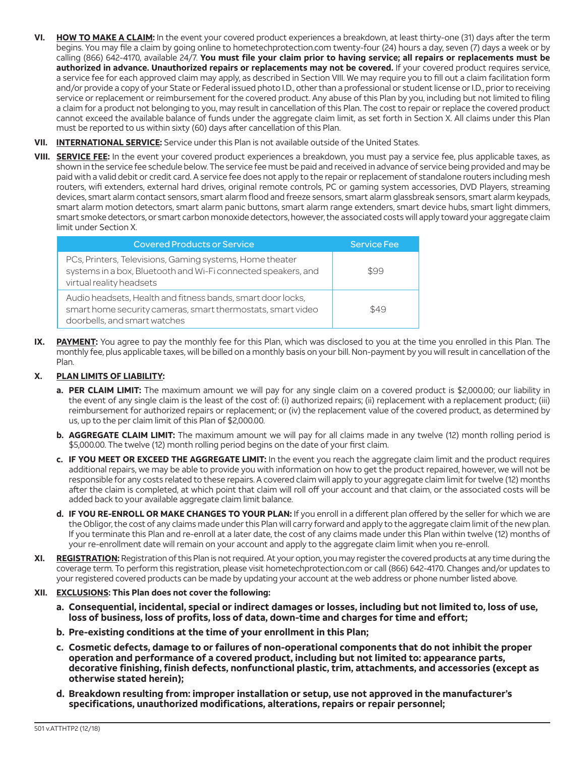**VI. <u>HOW TO MAKE A CLAIM</u>:** In the event your covered product experiences a breakdown, at least thirty-one (31) days after the term begins. You may file a claim by going online to hometechprotection.com twenty-four (24) hours a day, seven (7) days a week or by calling (866) 642-4170, available 24/7. **You must file your claim prior to having service; all repairs or replacements must be authorized in advance. Unauthorized repairs or replacements may not be covered.** If your covered product requires service, a service fee for each approved claim may apply, as described in Section VIII. We may require you to fill out a claim facilitation form and/or provide a copy of your State or Federal issued photo I.D., other than a professional or student license or I.D., prior to receiving service or replacement or reimbursement for the covered product. Any abuse of this Plan by you, including but not limited to filing a claim for a product not belonging to you, may result in cancellation of this Plan. The cost to repair or replace the covered product cannot exceed the available balance of funds under the aggregate claim limit, as set forth in Section X. All claims under this Plan must be reported to us within sixty (60) days after cancellation of this Plan.

**VII. <u>INTERNATIONAL SERVICE</u>:** Service under this Plan is not available outside of the United States.

**VIII. <u>SERVICE FEE</u>:** In the event your covered product experiences a breakdown, you must pay a service fee, plus applicable taxes, as shown in the service fee schedule below. The service fee must be paid and received in advance of service being provided and may be paid with a valid debit or credit card. A service fee does not apply to the repair or replacement of standalone routers including mesh routers, wifi extenders, external hard drives, original remote controls, PC or gaming system accessories, DVD Players, streaming devices, smart alarm contact sensors, smart alarm flood and freeze sensors, smart alarm glassbreak sensors, smart alarm keypads, smart alarm motion detectors, smart alarm panic buttons, smart alarm range extenders, smart device hubs, smart light dimmers, smart smoke detectors, or smart carbon monoxide detectors, however, the associated costs will apply toward your aggregate claim limit under Section X.

| Covered Products or Service | Service Fee |
| --- | --- |
| PCs, Printers, Televisions, Gaming systems, Home theater systems in a box, Bluetooth and Wi-Fi connected speakers, and virtual reality headsets | $99 |
| Audio headsets, Health and fitness bands, smart door locks, smart home security cameras, smart thermostats, smart video doorbells, and smart watches | $49 |

**IX. <u>PAYMENT</u>:** You agree to pay the monthly fee for this Plan, which was disclosed to you at the time you enrolled in this Plan. The monthly fee, plus applicable taxes, will be billed on a monthly basis on your bill. Non-payment by you will result in cancellation of the Plan.

**X. <u>PLAN LIMITS OF LIABILITY</u>:**

a. **PER CLAIM LIMIT:** The maximum amount we will pay for any single claim on a covered product is $2,000.00; our liability in the event of any single claim is the least of the cost of: (i) authorized repairs; (ii) replacement with a replacement product; (iii) reimbursement for authorized repairs or replacement; or (iv) the replacement value of the covered product, as determined by us, up to the per claim limit of this Plan of $2,000.00.

b. **AGGREGATE CLAIM LIMIT:** The maximum amount we will pay for all claims made in any twelve (12) month rolling period is $5,000.00. The twelve (12) month rolling period begins on the date of your first claim.

c. **IF YOU MEET OR EXCEED THE AGGREGATE LIMIT:** In the event you reach the aggregate claim limit and the product requires additional repairs, we may be able to provide you with information on how to get the product repaired, however, we will not be responsible for any costs related to these repairs. A covered claim will apply to your aggregate claim limit for twelve (12) months after the claim is completed, at which point that claim will roll off your account and that claim, or the associated costs will be added back to your available aggregate claim limit balance.

d. **IF YOU RE-ENROLL OR MAKE CHANGES TO YOUR PLAN:** If you enroll in a different plan offered by the seller for which we are the Obligor, the cost of any claims made under this Plan will carry forward and apply to the aggregate claim limit of the new plan. If you terminate this Plan and re-enroll at a later date, the cost of any claims made under this Plan within twelve (12) months of your re-enrollment date will remain on your account and apply to the aggregate claim limit when you re-enroll.

**XI. <u>REGISTRATION</u>:** Registration of this Plan is not required. At your option, you may register the covered products at any time during the coverage term. To perform this registration, please visit hometechprotection.com or call (866) 642-4170. Changes and/or updates to your registered covered products can be made by updating your account at the web address or phone number listed above.

**XII. <u>EXCLUSIONS</u>: This Plan does not cover the following:**

a. **Consequential, incidental, special or indirect damages or losses, including but not limited to, loss of use, loss of business, loss of profits, loss of data, down-time and charges for time and effort;**

b. **Pre-existing conditions at the time of your enrollment in this Plan;**

c. **Cosmetic defects, damage to or failures of non-operational components that do not inhibit the proper operation and performance of a covered product, including but not limited to: appearance parts, decorative finishing, finish defects, nonfunctional plastic, trim, attachments, and accessories (except as otherwise stated herein);**

d. **Breakdown resulting from: improper installation or setup, use not approved in the manufacturer's specifications, unauthorized modifications, alterations, repairs or repair personnel;**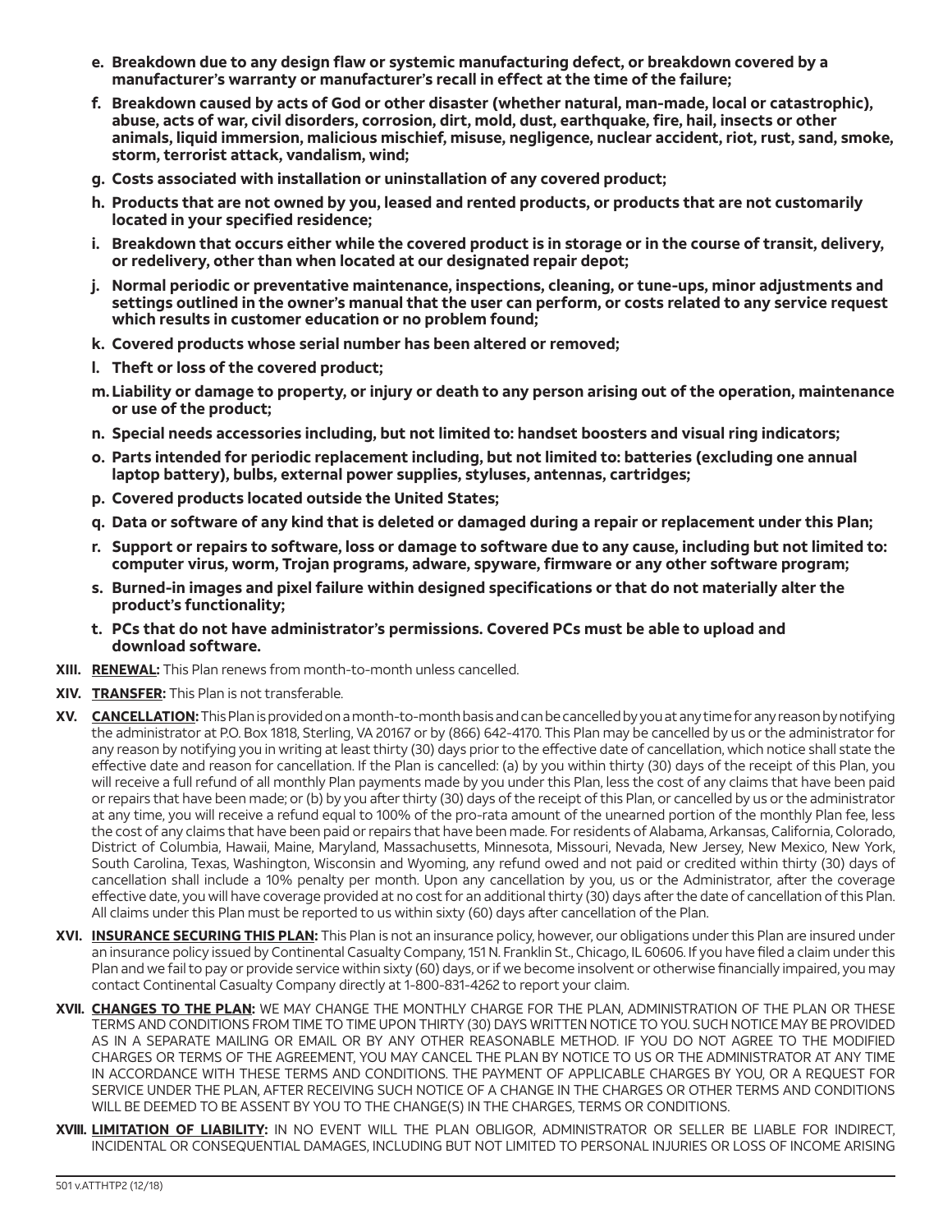- **e. Breakdown due to any design flaw or systemic manufacturing defect, or breakdown covered by a manufacturer's warranty or manufacturer's recall in effect at the time of the failure;**
- **f. Breakdown caused by acts of God or other disaster (whether natural, man-made, local or catastrophic), abuse, acts of war, civil disorders, corrosion, dirt, mold, dust, earthquake, fire, hail, insects or other animals, liquid immersion, malicious mischief, misuse, negligence, nuclear accident, riot, rust, sand, smoke, storm, terrorist attack, vandalism, wind;**
- **g. Costs associated with installation or uninstallation of any covered product;**
- **h. Products that are not owned by you, leased and rented products, or products that are not customarily located in your specified residence;**
- **i. Breakdown that occurs either while the covered product is in storage or in the course of transit, delivery, or redelivery, other than when located at our designated repair depot;**
- **j. Normal periodic or preventative maintenance, inspections, cleaning, or tune-ups, minor adjustments and settings outlined in the owner's manual that the user can perform, or costs related to any service request which results in customer education or no problem found;**
- **k. Covered products whose serial number has been altered or removed;**
- **l. Theft or loss of the covered product;**
- **m. Liability or damage to property, or injury or death to any person arising out of the operation, maintenance or use of the product;**
- **n. Special needs accessories including, but not limited to: handset boosters and visual ring indicators;**
- **o. Parts intended for periodic replacement including, but not limited to: batteries (excluding one annual laptop battery), bulbs, external power supplies, styluses, antennas, cartridges;**
- **p. Covered products located outside the United States;**
- **q. Data or software of any kind that is deleted or damaged during a repair or replacement under this Plan;**
- **r. Support or repairs to software, loss or damage to software due to any cause, including but not limited to: computer virus, worm, Trojan programs, adware, spyware, firmware or any other software program;**
- **s. Burned-in images and pixel failure within designed specifications or that do not materially alter the product's functionality;**
- **t. PCs that do not have administrator's permissions. Covered PCs must be able to upload and download software.**

**XIII. RENEWAL:** This Plan renews from month-to-month unless cancelled.

**XIV. TRANSFER:** This Plan is not transferable.

**XV. CANCELLATION:** This Plan is provided on a month-to-month basis and can be cancelled by you at any time for any reason by notifying the administrator at P.O. Box 1818, Sterling, VA 20167 or by (866) 642-4170. This Plan may be cancelled by us or the administrator for any reason by notifying you in writing at least thirty (30) days prior to the effective date of cancellation, which notice shall state the effective date and reason for cancellation. If the Plan is cancelled: (a) by you within thirty (30) days of the receipt of this Plan, you will receive a full refund of all monthly Plan payments made by you under this Plan, less the cost of any claims that have been paid or repairs that have been made; or (b) by you after thirty (30) days of the receipt of this Plan, or cancelled by us or the administrator at any time, you will receive a refund equal to 100% of the pro-rata amount of the unearned portion of the monthly Plan fee, less the cost of any claims that have been paid or repairs that have been made. For residents of Alabama, Arkansas, California, Colorado, District of Columbia, Hawaii, Maine, Maryland, Massachusetts, Minnesota, Missouri, Nevada, New Jersey, New Mexico, New York, South Carolina, Texas, Washington, Wisconsin and Wyoming, any refund owed and not paid or credited within thirty (30) days of cancellation shall include a 10% penalty per month. Upon any cancellation by you, us or the Administrator, after the coverage effective date, you will have coverage provided at no cost for an additional thirty (30) days after the date of cancellation of this Plan. All claims under this Plan must be reported to us within sixty (60) days after cancellation of the Plan.

**XVI. INSURANCE SECURING THIS PLAN:** This Plan is not an insurance policy, however, our obligations under this Plan are insured under an insurance policy issued by Continental Casualty Company, 151 N. Franklin St., Chicago, IL 60606. If you have filed a claim under this Plan and we fail to pay or provide service within sixty (60) days, or if we become insolvent or otherwise financially impaired, you may contact Continental Casualty Company directly at 1-800-831-4262 to report your claim.

**XVII. CHANGES TO THE PLAN:** WE MAY CHANGE THE MONTHLY CHARGE FOR THE PLAN, ADMINISTRATION OF THE PLAN OR THESE TERMS AND CONDITIONS FROM TIME TO TIME UPON THIRTY (30) DAYS WRITTEN NOTICE TO YOU. SUCH NOTICE MAY BE PROVIDED AS IN A SEPARATE MAILING OR EMAIL OR BY ANY OTHER REASONABLE METHOD. IF YOU DO NOT AGREE TO THE MODIFIED CHARGES OR TERMS OF THE AGREEMENT, YOU MAY CANCEL THE PLAN BY NOTICE TO US OR THE ADMINISTRATOR AT ANY TIME IN ACCORDANCE WITH THESE TERMS AND CONDITIONS. THE PAYMENT OF APPLICABLE CHARGES BY YOU, OR A REQUEST FOR SERVICE UNDER THE PLAN, AFTER RECEIVING SUCH NOTICE OF A CHANGE IN THE CHARGES OR OTHER TERMS AND CONDITIONS WILL BE DEEMED TO BE ASSENT BY YOU TO THE CHANGE(S) IN THE CHARGES, TERMS OR CONDITIONS.

**XVIII. LIMITATION OF LIABILITY:** IN NO EVENT WILL THE PLAN OBLIGOR, ADMINISTRATOR OR SELLER BE LIABLE FOR INDIRECT, INCIDENTAL OR CONSEQUENTIAL DAMAGES, INCLUDING BUT NOT LIMITED TO PERSONAL INJURIES OR LOSS OF INCOME ARISING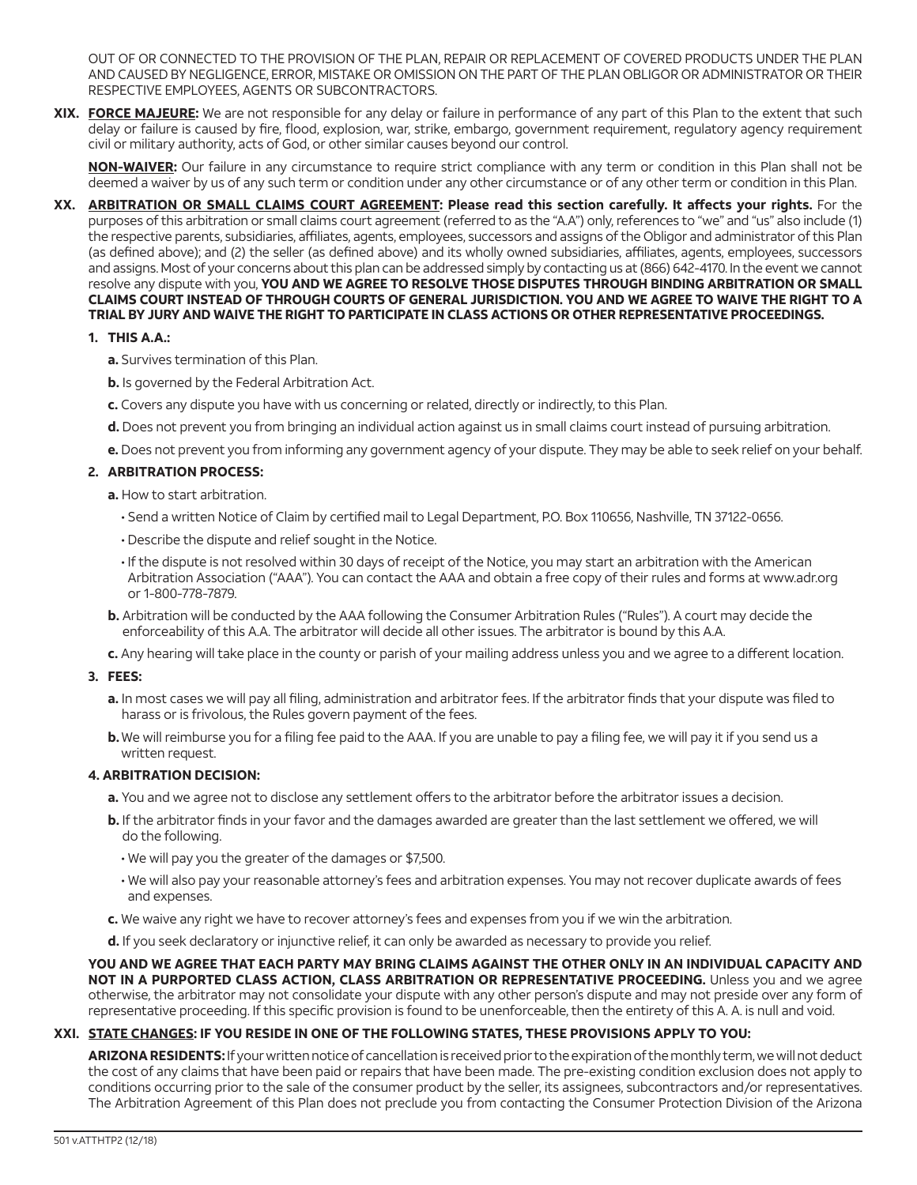OUT OF OR CONNECTED TO THE PROVISION OF THE PLAN, REPAIR OR REPLACEMENT OF COVERED PRODUCTS UNDER THE PLAN AND CAUSED BY NEGLIGENCE, ERROR, MISTAKE OR OMISSION ON THE PART OF THE PLAN OBLIGOR OR ADMINISTRATOR OR THEIR RESPECTIVE EMPLOYEES, AGENTS OR SUBCONTRACTORS.

**XIX. FORCE MAJEURE:** We are not responsible for any delay or failure in performance of any part of this Plan to the extent that such delay or failure is caused by fire, flood, explosion, war, strike, embargo, government requirement, regulatory agency requirement civil or military authority, acts of God, or other similar causes beyond our control.

**NON-WAIVER:** Our failure in any circumstance to require strict compliance with any term or condition in this Plan shall not be deemed a waiver by us of any such term or condition under any other circumstance or of any other term or condition in this Plan.

**XX. ARBITRATION OR SMALL CLAIMS COURT AGREEMENT: Please read this section carefully. It affects your rights.** For the purposes of this arbitration or small claims court agreement (referred to as the "A.A") only, references to "we" and "us" also include (1) the respective parents, subsidiaries, affiliates, agents, employees, successors and assigns of the Obligor and administrator of this Plan (as defined above); and (2) the seller (as defined above) and its wholly owned subsidiaries, affiliates, agents, employees, successors and assigns. Most of your concerns about this plan can be addressed simply by contacting us at (866) 642-4170. In the event we cannot resolve any dispute with you, **YOU AND WE AGREE TO RESOLVE THOSE DISPUTES THROUGH BINDING ARBITRATION OR SMALL CLAIMS COURT INSTEAD OF THROUGH COURTS OF GENERAL JURISDICTION. YOU AND WE AGREE TO WAIVE THE RIGHT TO A TRIAL BY JURY AND WAIVE THE RIGHT TO PARTICIPATE IN CLASS ACTIONS OR OTHER REPRESENTATIVE PROCEEDINGS.**

**1. THIS A.A.:**

**a.** Survives termination of this Plan.

**b.** Is governed by the Federal Arbitration Act.

**c.** Covers any dispute you have with us concerning or related, directly or indirectly, to this Plan.

**d.** Does not prevent you from bringing an individual action against us in small claims court instead of pursuing arbitration.

**e.** Does not prevent you from informing any government agency of your dispute. They may be able to seek relief on your behalf.

**2. ARBITRATION PROCESS:**

**a.** How to start arbitration.

- Send a written Notice of Claim by certified mail to Legal Department, P.O. Box 110656, Nashville, TN 37122-0656.
- Describe the dispute and relief sought in the Notice.
- If the dispute is not resolved within 30 days of receipt of the Notice, you may start an arbitration with the American Arbitration Association ("AAA"). You can contact the AAA and obtain a free copy of their rules and forms at www.adr.org or 1-800-778-7879.

**b.** Arbitration will be conducted by the AAA following the Consumer Arbitration Rules ("Rules"). A court may decide the enforceability of this A.A. The arbitrator will decide all other issues. The arbitrator is bound by this A.A.

**c.** Any hearing will take place in the county or parish of your mailing address unless you and we agree to a different location.

**3. FEES:**

**a.** In most cases we will pay all filing, administration and arbitrator fees. If the arbitrator finds that your dispute was filed to harass or is frivolous, the Rules govern payment of the fees.

**b.** We will reimburse you for a filing fee paid to the AAA. If you are unable to pay a filing fee, we will pay it if you send us a written request.

**4. ARBITRATION DECISION:**

**a.** You and we agree not to disclose any settlement offers to the arbitrator before the arbitrator issues a decision.

**b.** If the arbitrator finds in your favor and the damages awarded are greater than the last settlement we offered, we will do the following.

- We will pay you the greater of the damages or $7,500.
- We will also pay your reasonable attorney's fees and arbitration expenses. You may not recover duplicate awards of fees and expenses.

**c.** We waive any right we have to recover attorney's fees and expenses from you if we win the arbitration.

**d.** If you seek declaratory or injunctive relief, it can only be awarded as necessary to provide you relief.

**YOU AND WE AGREE THAT EACH PARTY MAY BRING CLAIMS AGAINST THE OTHER ONLY IN AN INDIVIDUAL CAPACITY AND NOT IN A PURPORTED CLASS ACTION, CLASS ARBITRATION OR REPRESENTATIVE PROCEEDING.** Unless you and we agree otherwise, the arbitrator may not consolidate your dispute with any other person's dispute and may not preside over any form of representative proceeding. If this specific provision is found to be unenforceable, then the entirety of this A. A. is null and void.

**XXI. STATE CHANGES: IF YOU RESIDE IN ONE OF THE FOLLOWING STATES, THESE PROVISIONS APPLY TO YOU:**

**ARIZONA RESIDENTS:** If your written notice of cancellation is received prior to the expiration of the monthly term, we will not deduct the cost of any claims that have been paid or repairs that have been made. The pre-existing condition exclusion does not apply to conditions occurring prior to the sale of the consumer product by the seller, its assignees, subcontractors and/or representatives. The Arbitration Agreement of this Plan does not preclude you from contacting the Consumer Protection Division of the Arizona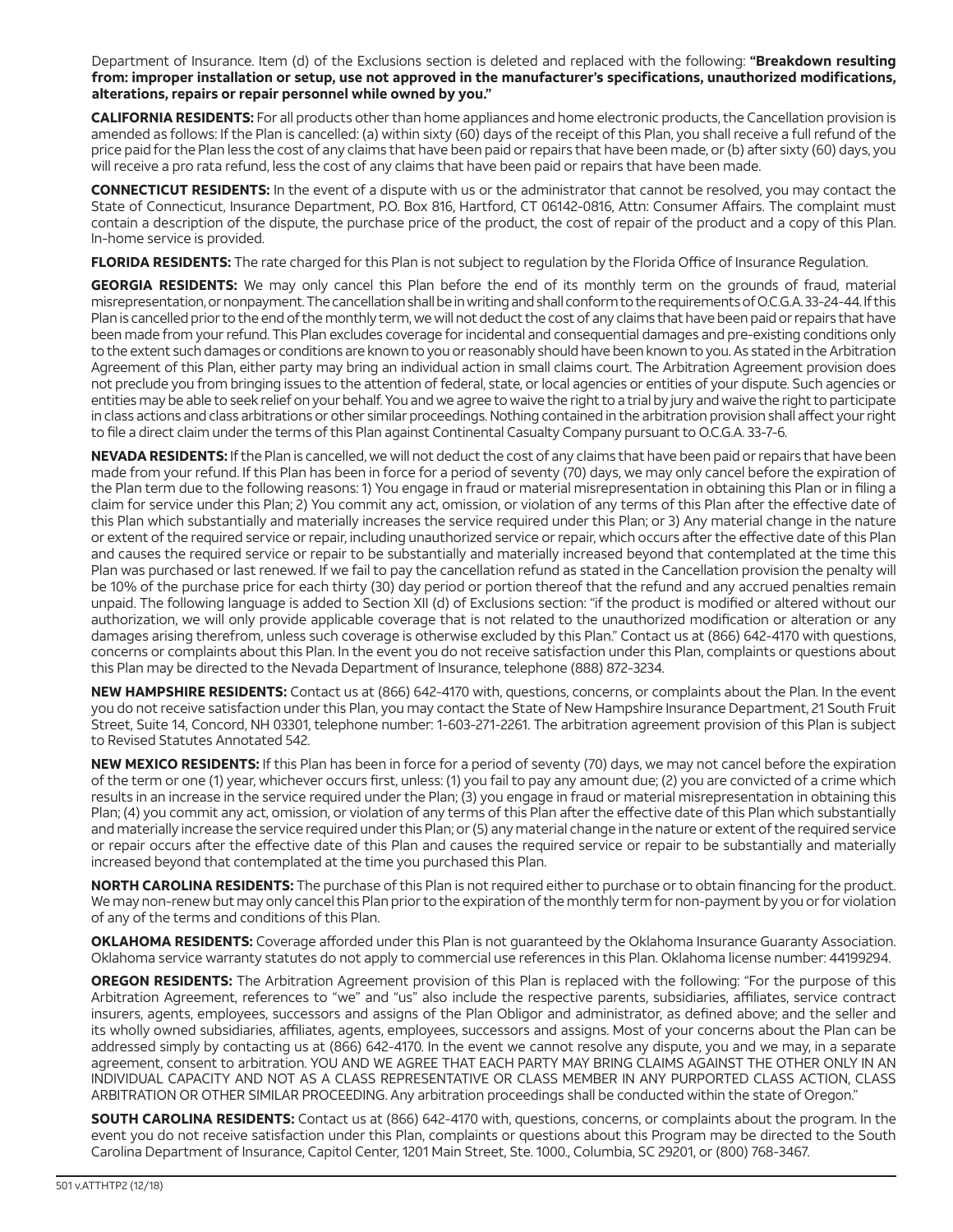Department of Insurance. Item (d) of the Exclusions section is deleted and replaced with the following: **"Breakdown resulting from: improper installation or setup, use not approved in the manufacturer's specifications, unauthorized modifications, alterations, repairs or repair personnel while owned by you."**

**CALIFORNIA RESIDENTS:** For all products other than home appliances and home electronic products, the Cancellation provision is amended as follows: If the Plan is cancelled: (a) within sixty (60) days of the receipt of this Plan, you shall receive a full refund of the price paid for the Plan less the cost of any claims that have been paid or repairs that have been made, or (b) after sixty (60) days, you will receive a pro rata refund, less the cost of any claims that have been paid or repairs that have been made.

**CONNECTICUT RESIDENTS:** In the event of a dispute with us or the administrator that cannot be resolved, you may contact the State of Connecticut, Insurance Department, P.O. Box 816, Hartford, CT 06142-0816, Attn: Consumer Affairs. The complaint must contain a description of the dispute, the purchase price of the product, the cost of repair of the product and a copy of this Plan. In-home service is provided.

**FLORIDA RESIDENTS:** The rate charged for this Plan is not subject to regulation by the Florida Office of Insurance Regulation.

**GEORGIA RESIDENTS:** We may only cancel this Plan before the end of its monthly term on the grounds of fraud, material misrepresentation, or nonpayment. The cancellation shall be in writing and shall conform to the requirements of O.C.G.A. 33-24-44. If this Plan is cancelled prior to the end of the monthly term, we will not deduct the cost of any claims that have been paid or repairs that have been made from your refund. This Plan excludes coverage for incidental and consequential damages and pre-existing conditions only to the extent such damages or conditions are known to you or reasonably should have been known to you. As stated in the Arbitration Agreement of this Plan, either party may bring an individual action in small claims court. The Arbitration Agreement provision does not preclude you from bringing issues to the attention of federal, state, or local agencies or entities of your dispute. Such agencies or entities may be able to seek relief on your behalf. You and we agree to waive the right to a trial by jury and waive the right to participate in class actions and class arbitrations or other similar proceedings. Nothing contained in the arbitration provision shall affect your right to file a direct claim under the terms of this Plan against Continental Casualty Company pursuant to O.C.G.A. 33-7-6.

**NEVADA RESIDENTS:** If the Plan is cancelled, we will not deduct the cost of any claims that have been paid or repairs that have been made from your refund. If this Plan has been in force for a period of seventy (70) days, we may only cancel before the expiration of the Plan term due to the following reasons: 1) You engage in fraud or material misrepresentation in obtaining this Plan or in filing a claim for service under this Plan; 2) You commit any act, omission, or violation of any terms of this Plan after the effective date of this Plan which substantially and materially increases the service required under this Plan; or 3) Any material change in the nature or extent of the required service or repair, including unauthorized service or repair, which occurs after the effective date of this Plan and causes the required service or repair to be substantially and materially increased beyond that contemplated at the time this Plan was purchased or last renewed. If we fail to pay the cancellation refund as stated in the Cancellation provision the penalty will be 10% of the purchase price for each thirty (30) day period or portion thereof that the refund and any accrued penalties remain unpaid. The following language is added to Section XII (d) of Exclusions section: "if the product is modified or altered without our authorization, we will only provide applicable coverage that is not related to the unauthorized modification or alteration or any damages arising therefrom, unless such coverage is otherwise excluded by this Plan." Contact us at (866) 642-4170 with questions, concerns or complaints about this Plan. In the event you do not receive satisfaction under this Plan, complaints or questions about this Plan may be directed to the Nevada Department of Insurance, telephone (888) 872-3234.

**NEW HAMPSHIRE RESIDENTS:** Contact us at (866) 642-4170 with, questions, concerns, or complaints about the Plan. In the event you do not receive satisfaction under this Plan, you may contact the State of New Hampshire Insurance Department, 21 South Fruit Street, Suite 14, Concord, NH 03301, telephone number: 1-603-271-2261. The arbitration agreement provision of this Plan is subject to Revised Statutes Annotated 542.

**NEW MEXICO RESIDENTS:** If this Plan has been in force for a period of seventy (70) days, we may not cancel before the expiration of the term or one (1) year, whichever occurs first, unless: (1) you fail to pay any amount due; (2) you are convicted of a crime which results in an increase in the service required under the Plan; (3) you engage in fraud or material misrepresentation in obtaining this Plan; (4) you commit any act, omission, or violation of any terms of this Plan after the effective date of this Plan which substantially and materially increase the service required under this Plan; or (5) any material change in the nature or extent of the required service or repair occurs after the effective date of this Plan and causes the required service or repair to be substantially and materially increased beyond that contemplated at the time you purchased this Plan.

**NORTH CAROLINA RESIDENTS:** The purchase of this Plan is not required either to purchase or to obtain financing for the product. We may non-renew but may only cancel this Plan prior to the expiration of the monthly term for non-payment by you or for violation of any of the terms and conditions of this Plan.

**OKLAHOMA RESIDENTS:** Coverage afforded under this Plan is not guaranteed by the Oklahoma Insurance Guaranty Association. Oklahoma service warranty statutes do not apply to commercial use references in this Plan. Oklahoma license number: 44199294.

**OREGON RESIDENTS:** The Arbitration Agreement provision of this Plan is replaced with the following: "For the purpose of this Arbitration Agreement, references to "we" and "us" also include the respective parents, subsidiaries, affiliates, service contract insurers, agents, employees, successors and assigns of the Plan Obligor and administrator, as defined above; and the seller and its wholly owned subsidiaries, affiliates, agents, employees, successors and assigns. Most of your concerns about the Plan can be addressed simply by contacting us at (866) 642-4170. In the event we cannot resolve any dispute, you and we may, in a separate agreement, consent to arbitration. YOU AND WE AGREE THAT EACH PARTY MAY BRING CLAIMS AGAINST THE OTHER ONLY IN AN INDIVIDUAL CAPACITY AND NOT AS A CLASS REPRESENTATIVE OR CLASS MEMBER IN ANY PURPORTED CLASS ACTION, CLASS ARBITRATION OR OTHER SIMILAR PROCEEDING. Any arbitration proceedings shall be conducted within the state of Oregon."

**SOUTH CAROLINA RESIDENTS:** Contact us at (866) 642-4170 with, questions, concerns, or complaints about the program. In the event you do not receive satisfaction under this Plan, complaints or questions about this Program may be directed to the South Carolina Department of Insurance, Capitol Center, 1201 Main Street, Ste. 1000., Columbia, SC 29201, or (800) 768-3467.

501 v.ATTHTP2 (12/18)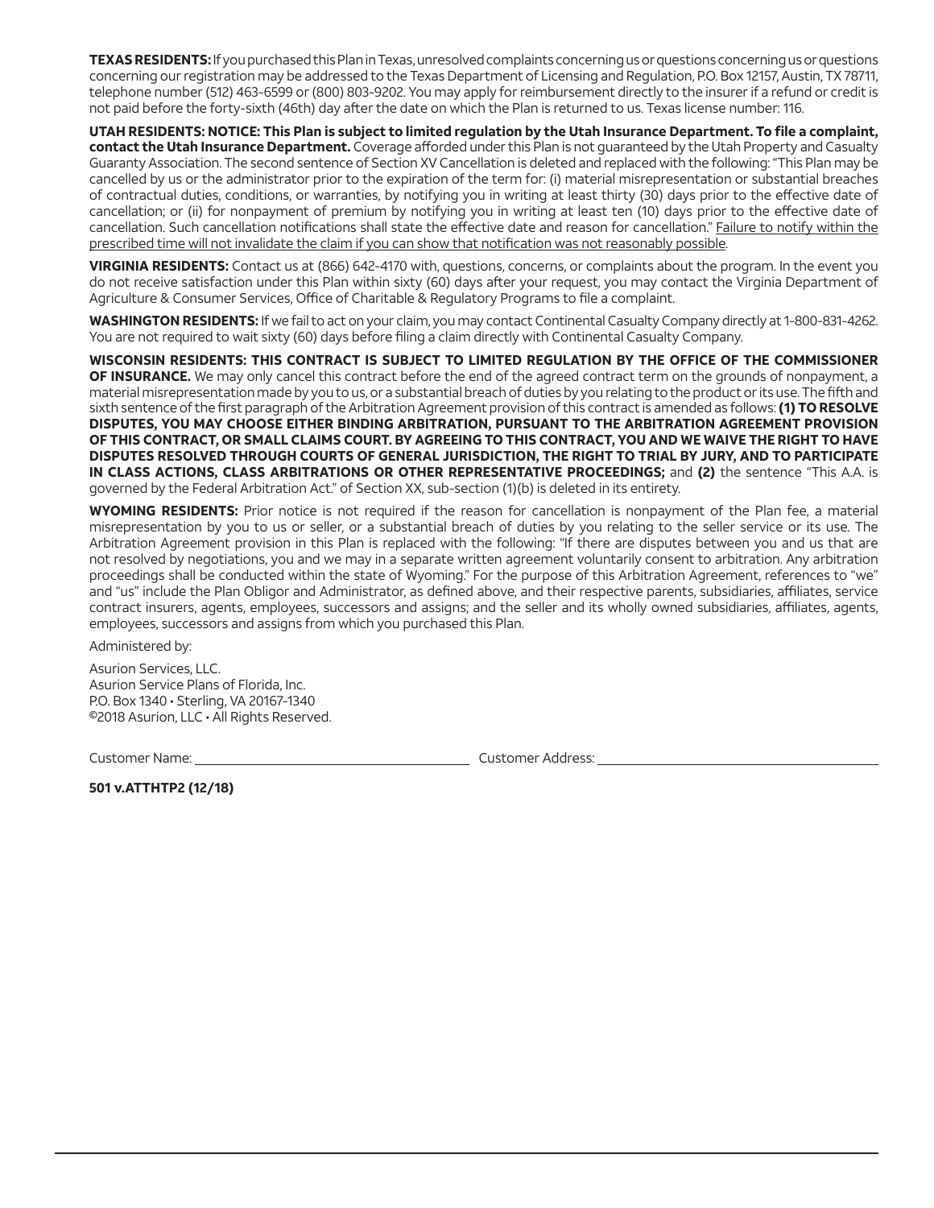**TEXAS RESIDENTS:** If you purchased this Plan in Texas, unresolved complaints concerning us or questions concerning us or questions concerning our registration may be addressed to the Texas Department of Licensing and Regulation, P.O. Box 12157, Austin, TX 78711, telephone number (512) 463-6599 or (800) 803-9202. You may apply for reimbursement directly to the insurer if a refund or credit is not paid before the forty-sixth (46th) day after the date on which the Plan is returned to us. Texas license number: 116.

**UTAH RESIDENTS: NOTICE: This Plan is subject to limited regulation by the Utah Insurance Department. To file a complaint, contact the Utah Insurance Department.** Coverage afforded under this Plan is not guaranteed by the Utah Property and Casualty Guaranty Association. The second sentence of Section XV Cancellation is deleted and replaced with the following: "This Plan may be cancelled by us or the administrator prior to the expiration of the term for: (i) material misrepresentation or substantial breaches of contractual duties, conditions, or warranties, by notifying you in writing at least thirty (30) days prior to the effective date of cancellation; or (ii) for nonpayment of premium by notifying you in writing at least ten (10) days prior to the effective date of cancellation. Such cancellation notifications shall state the effective date and reason for cancellation." <u>Failure to notify within the prescribed time will not invalidate the claim if you can show that notification was not reasonably possible</u>.

**VIRGINIA RESIDENTS:** Contact us at (866) 642-4170 with, questions, concerns, or complaints about the program. In the event you do not receive satisfaction under this Plan within sixty (60) days after your request, you may contact the Virginia Department of Agriculture & Consumer Services, Office of Charitable & Regulatory Programs to file a complaint.

**WASHINGTON RESIDENTS:** If we fail to act on your claim, you may contact Continental Casualty Company directly at 1-800-831-4262. You are not required to wait sixty (60) days before filing a claim directly with Continental Casualty Company.

**WISCONSIN RESIDENTS: THIS CONTRACT IS SUBJECT TO LIMITED REGULATION BY THE OFFICE OF THE COMMISSIONER OF INSURANCE.** We may only cancel this contract before the end of the agreed contract term on the grounds of nonpayment, a material misrepresentation made by you to us, or a substantial breach of duties by you relating to the product or its use. The fifth and sixth sentence of the first paragraph of the Arbitration Agreement provision of this contract is amended as follows: **(1) TO RESOLVE DISPUTES, YOU MAY CHOOSE EITHER BINDING ARBITRATION, PURSUANT TO THE ARBITRATION AGREEMENT PROVISION OF THIS CONTRACT, OR SMALL CLAIMS COURT. BY AGREEING TO THIS CONTRACT, YOU AND WE WAIVE THE RIGHT TO HAVE DISPUTES RESOLVED THROUGH COURTS OF GENERAL JURISDICTION, THE RIGHT TO TRIAL BY JURY, AND TO PARTICIPATE IN CLASS ACTIONS, CLASS ARBITRATIONS OR OTHER REPRESENTATIVE PROCEEDINGS;** and **(2)** the sentence "This A.A. is governed by the Federal Arbitration Act." of Section XX, sub-section (1)(b) is deleted in its entirety.

**WYOMING RESIDENTS:** Prior notice is not required if the reason for cancellation is nonpayment of the Plan fee, a material misrepresentation by you to us or seller, or a substantial breach of duties by you relating to the seller service or its use. The Arbitration Agreement provision in this Plan is replaced with the following: "If there are disputes between you and us that are not resolved by negotiations, you and we may in a separate written agreement voluntarily consent to arbitration. Any arbitration proceedings shall be conducted within the state of Wyoming." For the purpose of this Arbitration Agreement, references to "we" and "us" include the Plan Obligor and Administrator, as defined above, and their respective parents, subsidiaries, affiliates, service contract insurers, agents, employees, successors and assigns; and the seller and its wholly owned subsidiaries, affiliates, agents, employees, successors and assigns from which you purchased this Plan.

Administered by:

Asurion Services, LLC.
Asurion Service Plans of Florida, Inc.
P.O. Box 1340 • Sterling, VA 20167-1340
©2018 Asurion, LLC • All Rights Reserved.

Customer Name: ______________________ Customer Address: ______________________

**501 v.ATTHTP2 (12/18)**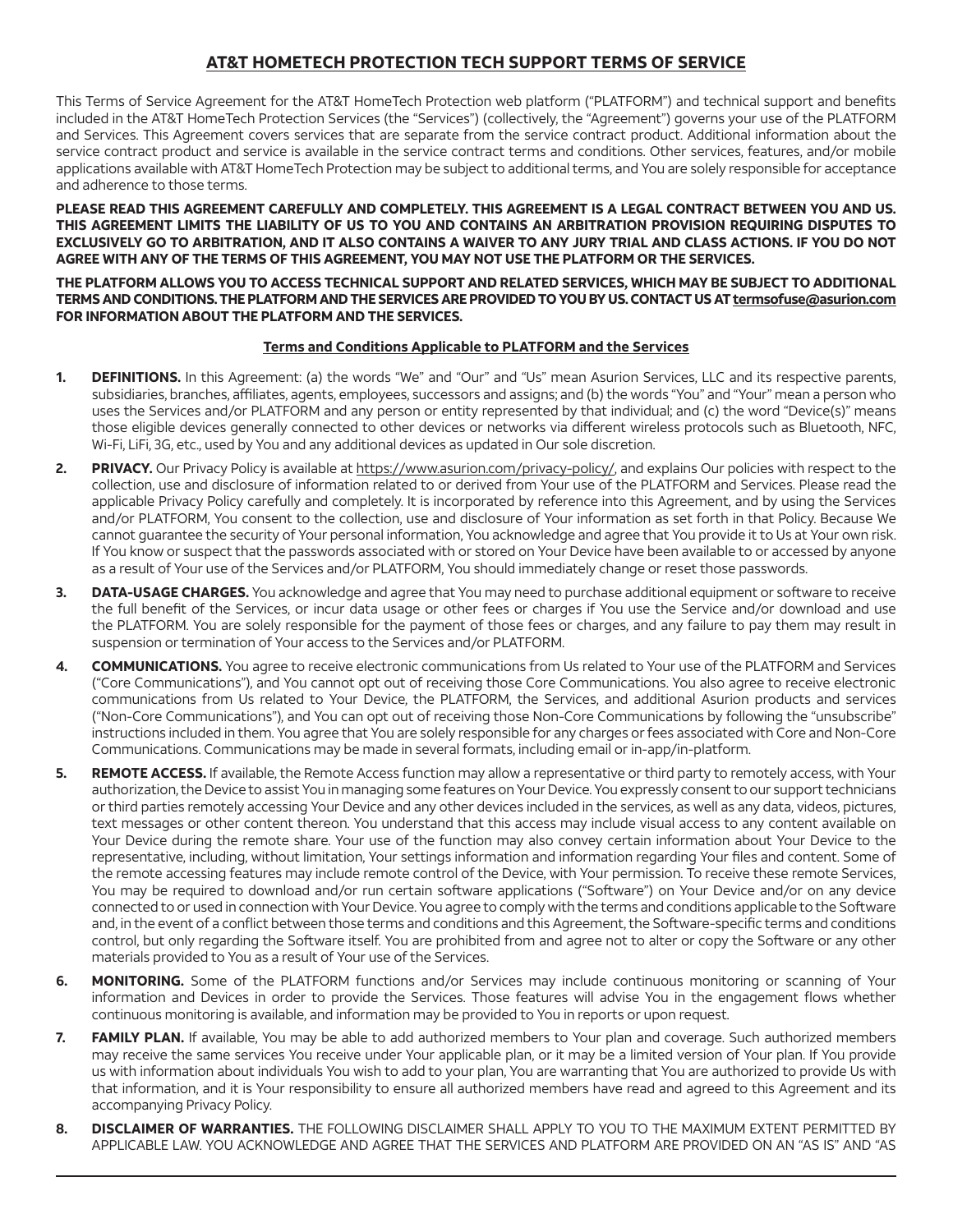## AT&T HOMETECH PROTECTION TECH SUPPORT TERMS OF SERVICE

This Terms of Service Agreement for the AT&T HomeTech Protection web platform ("PLATFORM") and technical support and benefits included in the AT&T HomeTech Protection Services (the "Services") (collectively, the "Agreement") governs your use of the PLATFORM and Services. This Agreement covers services that are separate from the service contract product. Additional information about the service contract product and service is available in the service contract terms and conditions. Other services, features, and/or mobile applications available with AT&T HomeTech Protection may be subject to additional terms, and You are solely responsible for acceptance and adherence to those terms.

**PLEASE READ THIS AGREEMENT CAREFULLY AND COMPLETELY. THIS AGREEMENT IS A LEGAL CONTRACT BETWEEN YOU AND US. THIS AGREEMENT LIMITS THE LIABILITY OF US TO YOU AND CONTAINS AN ARBITRATION PROVISION REQUIRING DISPUTES TO EXCLUSIVELY GO TO ARBITRATION, AND IT ALSO CONTAINS A WAIVER TO ANY JURY TRIAL AND CLASS ACTIONS. IF YOU DO NOT AGREE WITH ANY OF THE TERMS OF THIS AGREEMENT, YOU MAY NOT USE THE PLATFORM OR THE SERVICES.**

**THE PLATFORM ALLOWS YOU TO ACCESS TECHNICAL SUPPORT AND RELATED SERVICES, WHICH MAY BE SUBJECT TO ADDITIONAL TERMS AND CONDITIONS. THE PLATFORM AND THE SERVICES ARE PROVIDED TO YOU BY US. CONTACT US AT termsofuse@asurion.com FOR INFORMATION ABOUT THE PLATFORM AND THE SERVICES.**

### Terms and Conditions Applicable to PLATFORM and the Services

1. **DEFINITIONS.** In this Agreement: (a) the words "We" and "Our" and "Us" mean Asurion Services, LLC and its respective parents, subsidiaries, branches, affiliates, agents, employees, successors and assigns; and (b) the words "You" and "Your" mean a person who uses the Services and/or PLATFORM and any person or entity represented by that individual; and (c) the word "Device(s)" means those eligible devices generally connected to other devices or networks via different wireless protocols such as Bluetooth, NFC, Wi-Fi, LiFi, 3G, etc., used by You and any additional devices as updated in Our sole discretion.

2. **PRIVACY.** Our Privacy Policy is available at https://www.asurion.com/privacy-policy/, and explains Our policies with respect to the collection, use and disclosure of information related to or derived from Your use of the PLATFORM and Services. Please read the applicable Privacy Policy carefully and completely. It is incorporated by reference into this Agreement, and by using the Services and/or PLATFORM, You consent to the collection, use and disclosure of Your information as set forth in that Policy. Because We cannot guarantee the security of Your personal information, You acknowledge and agree that You provide it to Us at Your own risk. If You know or suspect that the passwords associated with or stored on Your Device have been available to or accessed by anyone as a result of Your use of the Services and/or PLATFORM, You should immediately change or reset those passwords.

3. **DATA-USAGE CHARGES.** You acknowledge and agree that You may need to purchase additional equipment or software to receive the full benefit of the Services, or incur data usage or other fees or charges if You use the Service and/or download and use the PLATFORM. You are solely responsible for the payment of those fees or charges, and any failure to pay them may result in suspension or termination of Your access to the Services and/or PLATFORM.

4. **COMMUNICATIONS.** You agree to receive electronic communications from Us related to Your use of the PLATFORM and Services ("Core Communications"), and You cannot opt out of receiving those Core Communications. You also agree to receive electronic communications from Us related to Your Device, the PLATFORM, the Services, and additional Asurion products and services ("Non-Core Communications"), and You can opt out of receiving those Non-Core Communications by following the "unsubscribe" instructions included in them. You agree that You are solely responsible for any charges or fees associated with Core and Non-Core Communications. Communications may be made in several formats, including email or in-app/in-platform.

5. **REMOTE ACCESS.** If available, the Remote Access function may allow a representative or third party to remotely access, with Your authorization, the Device to assist You in managing some features on Your Device. You expressly consent to our support technicians or third parties remotely accessing Your Device and any other devices included in the services, as well as any data, videos, pictures, text messages or other content thereon. You understand that this access may include visual access to any content available on Your Device during the remote share. Your use of the function may also convey certain information about Your Device to the representative, including, without limitation, Your settings information and information regarding Your files and content. Some of the remote accessing features may include remote control of the Device, with Your permission. To receive these remote Services, You may be required to download and/or run certain software applications ("Software") on Your Device and/or on any device connected to or used in connection with Your Device. You agree to comply with the terms and conditions applicable to the Software and, in the event of a conflict between those terms and conditions and this Agreement, the Software-specific terms and conditions control, but only regarding the Software itself. You are prohibited from and agree not to alter or copy the Software or any other materials provided to You as a result of Your use of the Services.

6. **MONITORING.** Some of the PLATFORM functions and/or Services may include continuous monitoring or scanning of Your information and Devices in order to provide the Services. Those features will advise You in the engagement flows whether continuous monitoring is available, and information may be provided to You in reports or upon request.

7. **FAMILY PLAN.** If available, You may be able to add authorized members to Your plan and coverage. Such authorized members may receive the same services You receive under Your applicable plan, or it may be a limited version of Your plan. If You provide us with information about individuals You wish to add to your plan, You are warranting that You are authorized to provide Us with that information, and it is Your responsibility to ensure all authorized members have read and agreed to this Agreement and its accompanying Privacy Policy.

8. **DISCLAIMER OF WARRANTIES.** THE FOLLOWING DISCLAIMER SHALL APPLY TO YOU TO THE MAXIMUM EXTENT PERMITTED BY APPLICABLE LAW. YOU ACKNOWLEDGE AND AGREE THAT THE SERVICES AND PLATFORM ARE PROVIDED ON AN "AS IS" AND "AS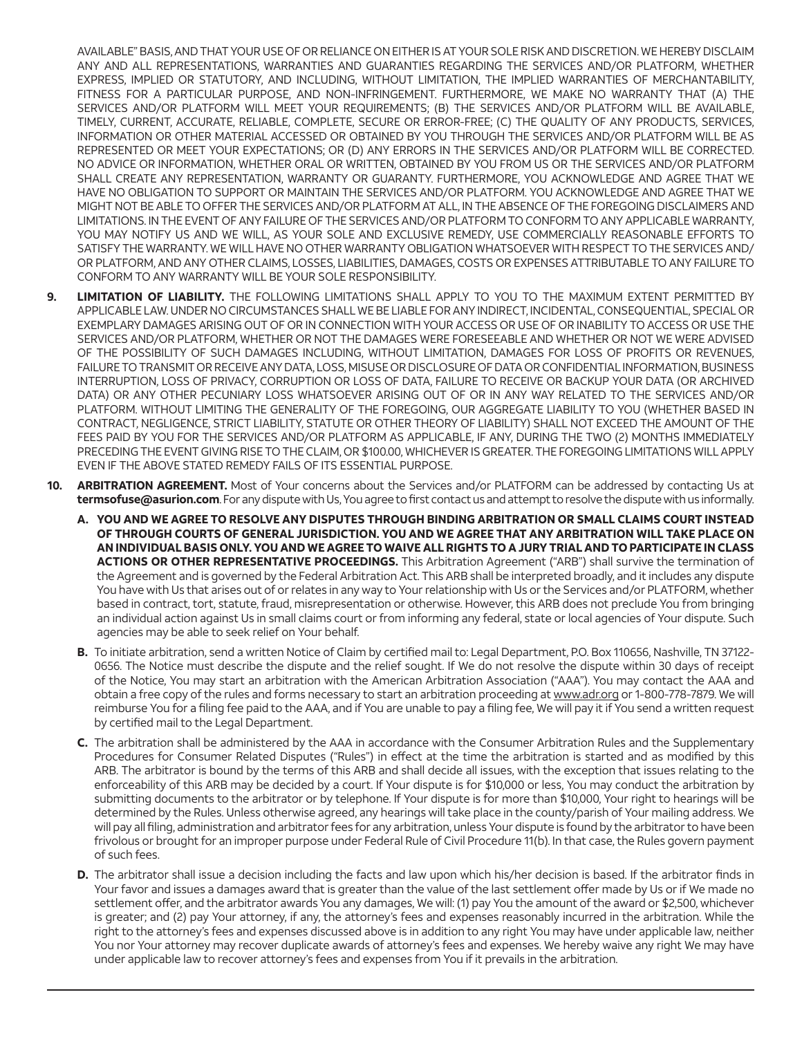AVAILABLE" BASIS, AND THAT YOUR USE OF OR RELIANCE ON EITHER IS AT YOUR SOLE RISK AND DISCRETION. WE HEREBY DISCLAIM ANY AND ALL REPRESENTATIONS, WARRANTIES AND GUARANTIES REGARDING THE SERVICES AND/OR PLATFORM, WHETHER EXPRESS, IMPLIED OR STATUTORY, AND INCLUDING, WITHOUT LIMITATION, THE IMPLIED WARRANTIES OF MERCHANTABILITY, FITNESS FOR A PARTICULAR PURPOSE, AND NON-INFRINGEMENT. FURTHERMORE, WE MAKE NO WARRANTY THAT (A) THE SERVICES AND/OR PLATFORM WILL MEET YOUR REQUIREMENTS; (B) THE SERVICES AND/OR PLATFORM WILL BE AVAILABLE, TIMELY, CURRENT, ACCURATE, RELIABLE, COMPLETE, SECURE OR ERROR-FREE; (C) THE QUALITY OF ANY PRODUCTS, SERVICES, INFORMATION OR OTHER MATERIAL ACCESSED OR OBTAINED BY YOU THROUGH THE SERVICES AND/OR PLATFORM WILL BE AS REPRESENTED OR MEET YOUR EXPECTATIONS; OR (D) ANY ERRORS IN THE SERVICES AND/OR PLATFORM WILL BE CORRECTED. NO ADVICE OR INFORMATION, WHETHER ORAL OR WRITTEN, OBTAINED BY YOU FROM US OR THE SERVICES AND/OR PLATFORM SHALL CREATE ANY REPRESENTATION, WARRANTY OR GUARANTY. FURTHERMORE, YOU ACKNOWLEDGE AND AGREE THAT WE HAVE NO OBLIGATION TO SUPPORT OR MAINTAIN THE SERVICES AND/OR PLATFORM. YOU ACKNOWLEDGE AND AGREE THAT WE MIGHT NOT BE ABLE TO OFFER THE SERVICES AND/OR PLATFORM AT ALL, IN THE ABSENCE OF THE FOREGOING DISCLAIMERS AND LIMITATIONS. IN THE EVENT OF ANY FAILURE OF THE SERVICES AND/OR PLATFORM TO CONFORM TO ANY APPLICABLE WARRANTY, YOU MAY NOTIFY US AND WE WILL, AS YOUR SOLE AND EXCLUSIVE REMEDY, USE COMMERCIALLY REASONABLE EFFORTS TO SATISFY THE WARRANTY. WE WILL HAVE NO OTHER WARRANTY OBLIGATION WHATSOEVER WITH RESPECT TO THE SERVICES AND/OR PLATFORM, AND ANY OTHER CLAIMS, LOSSES, LIABILITIES, DAMAGES, COSTS OR EXPENSES ATTRIBUTABLE TO ANY FAILURE TO CONFORM TO ANY WARRANTY WILL BE YOUR SOLE RESPONSIBILITY.

9. **LIMITATION OF LIABILITY.** THE FOLLOWING LIMITATIONS SHALL APPLY TO YOU TO THE MAXIMUM EXTENT PERMITTED BY APPLICABLE LAW. UNDER NO CIRCUMSTANCES SHALL WE BE LIABLE FOR ANY INDIRECT, INCIDENTAL, CONSEQUENTIAL, SPECIAL OR EXEMPLARY DAMAGES ARISING OUT OF OR IN CONNECTION WITH YOUR ACCESS OR USE OF OR INABILITY TO ACCESS OR USE THE SERVICES AND/OR PLATFORM, WHETHER OR NOT THE DAMAGES WERE FORESEEABLE AND WHETHER OR NOT WE WERE ADVISED OF THE POSSIBILITY OF SUCH DAMAGES INCLUDING, WITHOUT LIMITATION, DAMAGES FOR LOSS OF PROFITS OR REVENUES, FAILURE TO TRANSMIT OR RECEIVE ANY DATA, LOSS, MISUSE OR DISCLOSURE OF DATA OR CONFIDENTIAL INFORMATION, BUSINESS INTERRUPTION, LOSS OF PRIVACY, CORRUPTION OR LOSS OF DATA, FAILURE TO RECEIVE OR BACKUP YOUR DATA (OR ARCHIVED DATA) OR ANY OTHER PECUNIARY LOSS WHATSOEVER ARISING OUT OF OR IN ANY WAY RELATED TO THE SERVICES AND/OR PLATFORM. WITHOUT LIMITING THE GENERALITY OF THE FOREGOING, OUR AGGREGATE LIABILITY TO YOU (WHETHER BASED IN CONTRACT, NEGLIGENCE, STRICT LIABILITY, STATUTE OR OTHER THEORY OF LIABILITY) SHALL NOT EXCEED THE AMOUNT OF THE FEES PAID BY YOU FOR THE SERVICES AND/OR PLATFORM AS APPLICABLE, IF ANY, DURING THE TWO (2) MONTHS IMMEDIATELY PRECEDING THE EVENT GIVING RISE TO THE CLAIM, OR $100.00, WHICHEVER IS GREATER. THE FOREGOING LIMITATIONS WILL APPLY EVEN IF THE ABOVE STATED REMEDY FAILS OF ITS ESSENTIAL PURPOSE.

10. **ARBITRATION AGREEMENT.** Most of Your concerns about the Services and/or PLATFORM can be addressed by contacting Us at **termsofuse@asurion.com**. For any dispute with Us, You agree to first contact us and attempt to resolve the dispute with us informally.

    **A. YOU AND WE AGREE TO RESOLVE ANY DISPUTES THROUGH BINDING ARBITRATION OR SMALL CLAIMS COURT INSTEAD OF THROUGH COURTS OF GENERAL JURISDICTION. YOU AND WE AGREE THAT ANY ARBITRATION WILL TAKE PLACE ON AN INDIVIDUAL BASIS ONLY. YOU AND WE AGREE TO WAIVE ALL RIGHTS TO A JURY TRIAL AND TO PARTICIPATE IN CLASS ACTIONS OR OTHER REPRESENTATIVE PROCEEDINGS.** This Arbitration Agreement ("ARB") shall survive the termination of the Agreement and is governed by the Federal Arbitration Act. This ARB shall be interpreted broadly, and it includes any dispute You have with Us that arises out of or relates in any way to Your relationship with Us or the Services and/or PLATFORM, whether based in contract, tort, statute, fraud, misrepresentation or otherwise. However, this ARB does not preclude You from bringing an individual action against Us in small claims court or from informing any federal, state or local agencies of Your dispute. Such agencies may be able to seek relief on Your behalf.

    **B.** To initiate arbitration, send a written Notice of Claim by certified mail to: Legal Department, P.O. Box 110656, Nashville, TN 37122-0656. The Notice must describe the dispute and the relief sought. If We do not resolve the dispute within 30 days of receipt of the Notice, You may start an arbitration with the American Arbitration Association ("AAA"). You may contact the AAA and obtain a free copy of the rules and forms necessary to start an arbitration proceeding at www.adr.org or 1-800-778-7879. We will reimburse You for a filing fee paid to the AAA, and if You are unable to pay a filing fee, We will pay it if You send a written request by certified mail to the Legal Department.

    **C.** The arbitration shall be administered by the AAA in accordance with the Consumer Arbitration Rules and the Supplementary Procedures for Consumer Related Disputes ("Rules") in effect at the time the arbitration is started and as modified by this ARB. The arbitrator is bound by the terms of this ARB and shall decide all issues, with the exception that issues relating to the enforceability of this ARB may be decided by a court. If Your dispute is for $10,000 or less, You may conduct the arbitration by submitting documents to the arbitrator or by telephone. If Your dispute is for more than $10,000, Your right to hearings will be determined by the Rules. Unless otherwise agreed, any hearings will take place in the county/parish of Your mailing address. We will pay all filing, administration and arbitrator fees for any arbitration, unless Your dispute is found by the arbitrator to have been frivolous or brought for an improper purpose under Federal Rule of Civil Procedure 11(b). In that case, the Rules govern payment of such fees.

    **D.** The arbitrator shall issue a decision including the facts and law upon which his/her decision is based. If the arbitrator finds in Your favor and issues a damages award that is greater than the value of the last settlement offer made by Us or if We made no settlement offer, and the arbitrator awards You any damages, We will: (1) pay You the amount of the award or $2,500, whichever is greater; and (2) pay Your attorney, if any, the attorney's fees and expenses reasonably incurred in the arbitration. While the right to the attorney's fees and expenses discussed above is in addition to any right You may have under applicable law, neither You nor Your attorney may recover duplicate awards of attorney's fees and expenses. We hereby waive any right We may have under applicable law to recover attorney's fees and expenses from You if it prevails in the arbitration.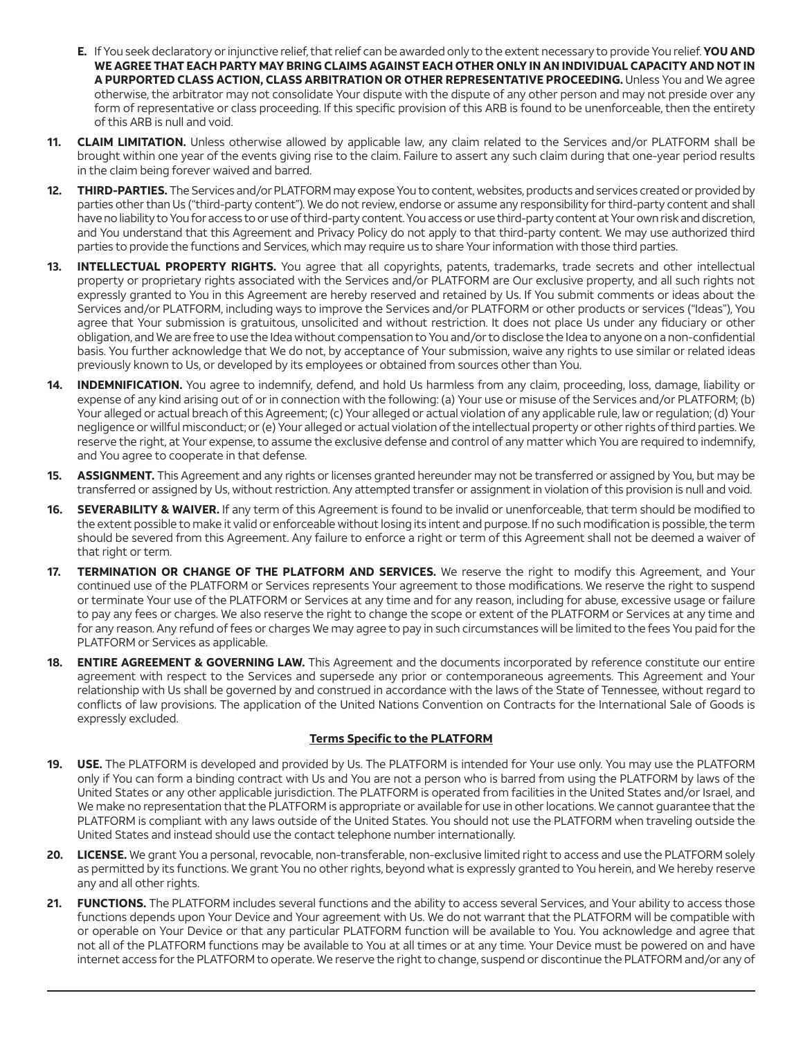**E.** If You seek declaratory or injunctive relief, that relief can be awarded only to the extent necessary to provide You relief. **YOU AND WE AGREE THAT EACH PARTY MAY BRING CLAIMS AGAINST EACH OTHER ONLY IN AN INDIVIDUAL CAPACITY AND NOT IN A PURPORTED CLASS ACTION, CLASS ARBITRATION OR OTHER REPRESENTATIVE PROCEEDING.** Unless You and We agree otherwise, the arbitrator may not consolidate Your dispute with the dispute of any other person and may not preside over any form of representative or class proceeding. If this specific provision of this ARB is found to be unenforceable, then the entirety of this ARB is null and void.

**11. CLAIM LIMITATION.** Unless otherwise allowed by applicable law, any claim related to the Services and/or PLATFORM shall be brought within one year of the events giving rise to the claim. Failure to assert any such claim during that one-year period results in the claim being forever waived and barred.

**12. THIRD-PARTIES.** The Services and/or PLATFORM may expose You to content, websites, products and services created or provided by parties other than Us ("third-party content"). We do not review, endorse or assume any responsibility for third-party content and shall have no liability to You for access to or use of third-party content. You access or use third-party content at Your own risk and discretion, and You understand that this Agreement and Privacy Policy do not apply to that third-party content. We may use authorized third parties to provide the functions and Services, which may require us to share Your information with those third parties.

**13. INTELLECTUAL PROPERTY RIGHTS.** You agree that all copyrights, patents, trademarks, trade secrets and other intellectual property or proprietary rights associated with the Services and/or PLATFORM are Our exclusive property, and all such rights not expressly granted to You in this Agreement are hereby reserved and retained by Us. If You submit comments or ideas about the Services and/or PLATFORM, including ways to improve the Services and/or PLATFORM or other products or services ("Ideas"), You agree that Your submission is gratuitous, unsolicited and without restriction. It does not place Us under any fiduciary or other obligation, and We are free to use the Idea without compensation to You and/or to disclose the Idea to anyone on a non-confidential basis. You further acknowledge that We do not, by acceptance of Your submission, waive any rights to use similar or related ideas previously known to Us, or developed by its employees or obtained from sources other than You.

**14. INDEMNIFICATION.** You agree to indemnify, defend, and hold Us harmless from any claim, proceeding, loss, damage, liability or expense of any kind arising out of or in connection with the following: (a) Your use or misuse of the Services and/or PLATFORM; (b) Your alleged or actual breach of this Agreement; (c) Your alleged or actual violation of any applicable rule, law or regulation; (d) Your negligence or willful misconduct; or (e) Your alleged or actual violation of the intellectual property or other rights of third parties. We reserve the right, at Your expense, to assume the exclusive defense and control of any matter which You are required to indemnify, and You agree to cooperate in that defense.

**15. ASSIGNMENT.** This Agreement and any rights or licenses granted hereunder may not be transferred or assigned by You, but may be transferred or assigned by Us, without restriction. Any attempted transfer or assignment in violation of this provision is null and void.

**16. SEVERABILITY & WAIVER.** If any term of this Agreement is found to be invalid or unenforceable, that term should be modified to the extent possible to make it valid or enforceable without losing its intent and purpose. If no such modification is possible, the term should be severed from this Agreement. Any failure to enforce a right or term of this Agreement shall not be deemed a waiver of that right or term.

**17. TERMINATION OR CHANGE OF THE PLATFORM AND SERVICES.** We reserve the right to modify this Agreement, and Your continued use of the PLATFORM or Services represents Your agreement to those modifications. We reserve the right to suspend or terminate Your use of the PLATFORM or Services at any time and for any reason, including for abuse, excessive usage or failure to pay any fees or charges. We also reserve the right to change the scope or extent of the PLATFORM or Services at any time and for any reason. Any refund of fees or charges We may agree to pay in such circumstances will be limited to the fees You paid for the PLATFORM or Services as applicable.

**18. ENTIRE AGREEMENT & GOVERNING LAW.** This Agreement and the documents incorporated by reference constitute our entire agreement with respect to the Services and supersede any prior or contemporaneous agreements. This Agreement and Your relationship with Us shall be governed by and construed in accordance with the laws of the State of Tennessee, without regard to conflicts of law provisions. The application of the United Nations Convention on Contracts for the International Sale of Goods is expressly excluded.

## Terms Specific to the PLATFORM

**19. USE.** The PLATFORM is developed and provided by Us. The PLATFORM is intended for Your use only. You may use the PLATFORM only if You can form a binding contract with Us and You are not a person who is barred from using the PLATFORM by laws of the United States or any other applicable jurisdiction. The PLATFORM is operated from facilities in the United States and/or Israel, and We make no representation that the PLATFORM is appropriate or available for use in other locations. We cannot guarantee that the PLATFORM is compliant with any laws outside of the United States. You should not use the PLATFORM when traveling outside the United States and instead should use the contact telephone number internationally.

**20. LICENSE.** We grant You a personal, revocable, non-transferable, non-exclusive limited right to access and use the PLATFORM solely as permitted by its functions. We grant You no other rights, beyond what is expressly granted to You herein, and We hereby reserve any and all other rights.

**21. FUNCTIONS.** The PLATFORM includes several functions and the ability to access several Services, and Your ability to access those functions depends upon Your Device and Your agreement with Us. We do not warrant that the PLATFORM will be compatible with or operable on Your Device or that any particular PLATFORM function will be available to You. You acknowledge and agree that not all of the PLATFORM functions may be available to You at all times or at any time. Your Device must be powered on and have internet access for the PLATFORM to operate. We reserve the right to change, suspend or discontinue the PLATFORM and/or any of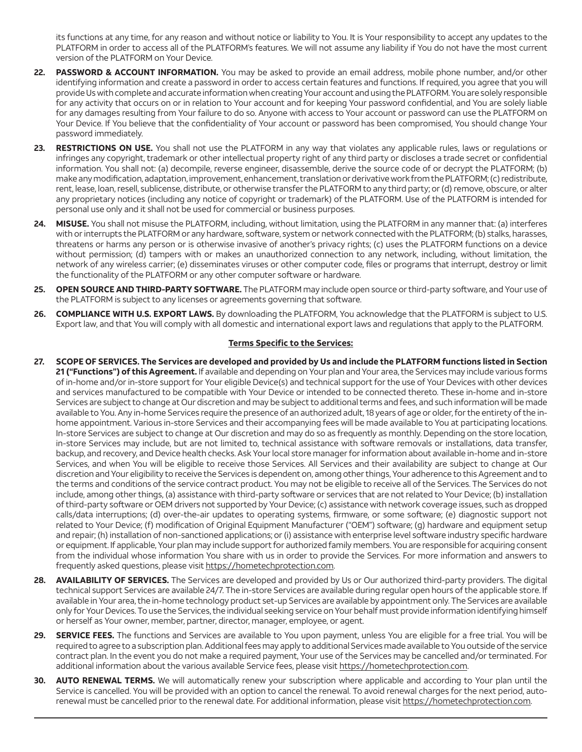its functions at any time, for any reason and without notice or liability to You. It is Your responsibility to accept any updates to the PLATFORM in order to access all of the PLATFORM's features. We will not assume any liability if You do not have the most current version of the PLATFORM on Your Device.

22. **PASSWORD & ACCOUNT INFORMATION.** You may be asked to provide an email address, mobile phone number, and/or other identifying information and create a password in order to access certain features and functions. If required, you agree that you will provide Us with complete and accurate information when creating Your account and using the PLATFORM. You are solely responsible for any activity that occurs on or in relation to Your account and for keeping Your password confidential, and You are solely liable for any damages resulting from Your failure to do so. Anyone with access to Your account or password can use the PLATFORM on Your Device. If You believe that the confidentiality of Your account or password has been compromised, You should change Your password immediately.

23. **RESTRICTIONS ON USE.** You shall not use the PLATFORM in any way that violates any applicable rules, laws or regulations or infringes any copyright, trademark or other intellectual property right of any third party or discloses a trade secret or confidential information. You shall not: (a) decompile, reverse engineer, disassemble, derive the source code of or decrypt the PLATFORM; (b) make any modification, adaptation, improvement, enhancement, translation or derivative work from the PLATFORM; (c) redistribute, rent, lease, loan, resell, sublicense, distribute, or otherwise transfer the PLATFORM to any third party; or (d) remove, obscure, or alter any proprietary notices (including any notice of copyright or trademark) of the PLATFORM. Use of the PLATFORM is intended for personal use only and it shall not be used for commercial or business purposes.

24. **MISUSE.** You shall not misuse the PLATFORM, including, without limitation, using the PLATFORM in any manner that: (a) interferes with or interrupts the PLATFORM or any hardware, software, system or network connected with the PLATFORM; (b) stalks, harasses, threatens or harms any person or is otherwise invasive of another's privacy rights; (c) uses the PLATFORM functions on a device without permission; (d) tampers with or makes an unauthorized connection to any network, including, without limitation, the network of any wireless carrier; (e) disseminates viruses or other computer code, files or programs that interrupt, destroy or limit the functionality of the PLATFORM or any other computer software or hardware.

25. **OPEN SOURCE AND THIRD-PARTY SOFTWARE.** The PLATFORM may include open source or third-party software, and Your use of the PLATFORM is subject to any licenses or agreements governing that software.

26. **COMPLIANCE WITH U.S. EXPORT LAWS.** By downloading the PLATFORM, You acknowledge that the PLATFORM is subject to U.S. Export law, and that You will comply with all domestic and international export laws and regulations that apply to the PLATFORM.

**Terms Specific to the Services:**

27. **SCOPE OF SERVICES. The Services are developed and provided by Us and include the PLATFORM functions listed in Section 21 ("Functions") of this Agreement.** If available and depending on Your plan and Your area, the Services may include various forms of in-home and/or in-store support for Your eligible Device(s) and technical support for the use of Your Devices with other devices and services manufactured to be compatible with Your Device or intended to be connected thereto. These in-home and in-store Services are subject to change at Our discretion and may be subject to additional terms and fees, and such information will be made available to You. Any in-home Services require the presence of an authorized adult, 18 years of age or older, for the entirety of the in-home appointment. Various in-store Services and their accompanying fees will be made available to You at participating locations. In-store Services are subject to change at Our discretion and may do so as frequently as monthly. Depending on the store location, in-store Services may include, but are not limited to, technical assistance with software removals or installations, data transfer, backup, and recovery, and Device health checks. Ask Your local store manager for information about available in-home and in-store Services, and when You will be eligible to receive those Services. All Services and their availability are subject to change at Our discretion and Your eligibility to receive the Services is dependent on, among other things, Your adherence to this Agreement and to the terms and conditions of the service contract product. You may not be eligible to receive all of the Services. The Services do not include, among other things, (a) assistance with third-party software or services that are not related to Your Device; (b) installation of third-party software or OEM drivers not supported by Your Device; (c) assistance with network coverage issues, such as dropped calls/data interruptions; (d) over-the-air updates to operating systems, firmware, or some software; (e) diagnostic support not related to Your Device; (f) modification of Original Equipment Manufacturer ("OEM") software; (g) hardware and equipment setup and repair; (h) installation of non-sanctioned applications; or (i) assistance with enterprise level software industry specific hardware or equipment. If applicable, Your plan may include support for authorized family members. You are responsible for acquiring consent from the individual whose information You share with us in order to provide the Services. For more information and answers to frequently asked questions, please visit https://hometechprotection.com.

28. **AVAILABILITY OF SERVICES.** The Services are developed and provided by Us or Our authorized third-party providers. The digital technical support Services are available 24/7. The in-store Services are available during regular open hours of the applicable store. If available in Your area, the in-home technology product set-up Services are available by appointment only. The Services are available only for Your Devices. To use the Services, the individual seeking service on Your behalf must provide information identifying himself or herself as Your owner, member, partner, director, manager, employee, or agent.

29. **SERVICE FEES.** The functions and Services are available to You upon payment, unless You are eligible for a free trial. You will be required to agree to a subscription plan. Additional fees may apply to additional Services made available to You outside of the service contract plan. In the event you do not make a required payment, Your use of the Services may be cancelled and/or terminated. For additional information about the various available Service fees, please visit https://hometechprotection.com.

30. **AUTO RENEWAL TERMS.** We will automatically renew your subscription where applicable and according to Your plan until the Service is cancelled. You will be provided with an option to cancel the renewal. To avoid renewal charges for the next period, auto-renewal must be cancelled prior to the renewal date. For additional information, please visit https://hometechprotection.com.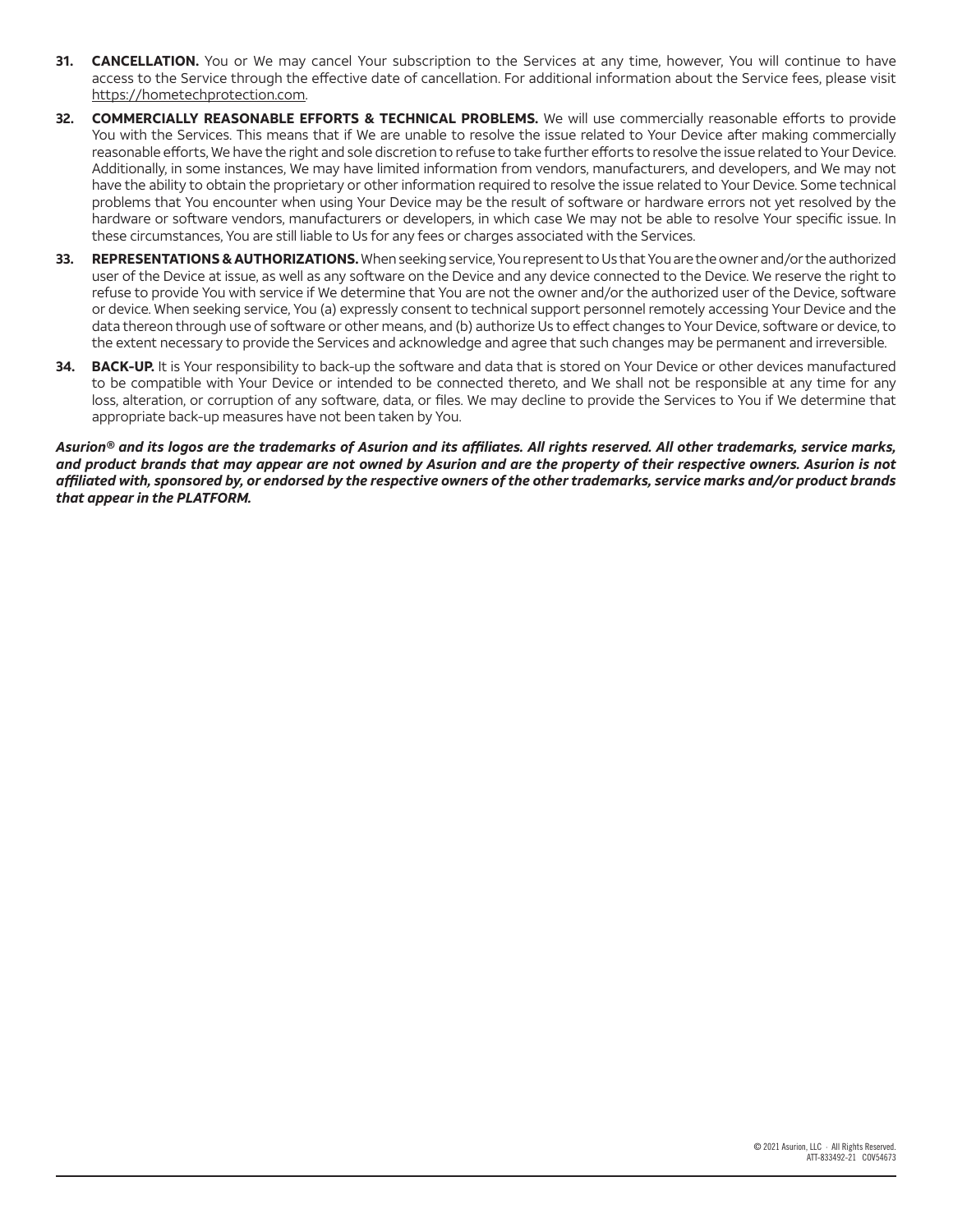31. **CANCELLATION.** You or We may cancel Your subscription to the Services at any time, however, You will continue to have access to the Service through the effective date of cancellation. For additional information about the Service fees, please visit https://hometechprotection.com.

32. **COMMERCIALLY REASONABLE EFFORTS & TECHNICAL PROBLEMS.** We will use commercially reasonable efforts to provide You with the Services. This means that if We are unable to resolve the issue related to Your Device after making commercially reasonable efforts, We have the right and sole discretion to refuse to take further efforts to resolve the issue related to Your Device. Additionally, in some instances, We may have limited information from vendors, manufacturers, and developers, and We may not have the ability to obtain the proprietary or other information required to resolve the issue related to Your Device. Some technical problems that You encounter when using Your Device may be the result of software or hardware errors not yet resolved by the hardware or software vendors, manufacturers or developers, in which case We may not be able to resolve Your specific issue. In these circumstances, You are still liable to Us for any fees or charges associated with the Services.

33. **REPRESENTATIONS & AUTHORIZATIONS.** When seeking service, You represent to Us that You are the owner and/or the authorized user of the Device at issue, as well as any software on the Device and any device connected to the Device. We reserve the right to refuse to provide You with service if We determine that You are not the owner and/or the authorized user of the Device, software or device. When seeking service, You (a) expressly consent to technical support personnel remotely accessing Your Device and the data thereon through use of software or other means, and (b) authorize Us to effect changes to Your Device, software or device, to the extent necessary to provide the Services and acknowledge and agree that such changes may be permanent and irreversible.

34. **BACK-UP.** It is Your responsibility to back-up the software and data that is stored on Your Device or other devices manufactured to be compatible with Your Device or intended to be connected thereto, and We shall not be responsible at any time for any loss, alteration, or corruption of any software, data, or files. We may decline to provide the Services to You if We determine that appropriate back-up measures have not been taken by You.

***Asurion® and its logos are the trademarks of Asurion and its affiliates. All rights reserved. All other trademarks, service marks, and product brands that may appear are not owned by Asurion and are the property of their respective owners. Asurion is not affiliated with, sponsored by, or endorsed by the respective owners of the other trademarks, service marks and/or product brands that appear in the PLATFORM.***

© 2021 Asurion, LLC · All Rights Reserved.
ATT-833492-21 COV54673